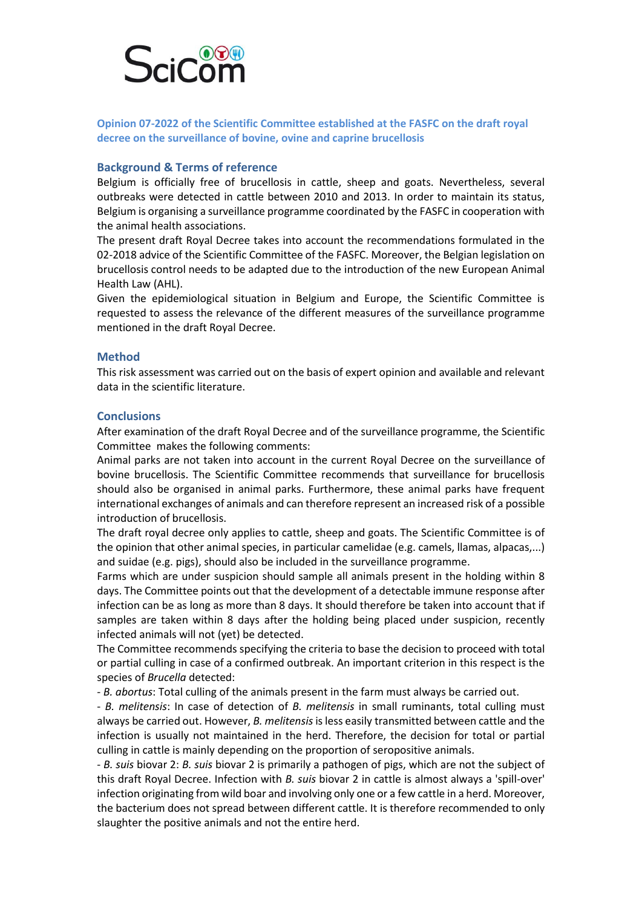SciCom

## Opinion 07-2022 of the Scientific Committee established at the FASFC on the draft royal decree on the surveillance of bovine, ovine and caprine brucellosis

### Background & Terms of reference

Belgium is officially free of brucellosis in cattle, sheep and goats. Nevertheless, several outbreaks were detected in cattle between 2010 and 2013. In order to maintain its status, Belgium is organising a surveillance programme coordinated by the FASFC in cooperation with the animal health associations.

The present draft Royal Decree takes into account the recommendations formulated in the 02-2018 advice of the Scientific Committee of the FASFC. Moreover, the Belgian legislation on brucellosis control needs to be adapted due to the introduction of the new European Animal Health Law (AHL).

Given the epidemiological situation in Belgium and Europe, the Scientific Committee is requested to assess the relevance of the different measures of the surveillance programme mentioned in the draft Royal Decree.

### Method

This risk assessment was carried out on the basis of expert opinion and available and relevant data in the scientific literature.

### Conclusions

After examination of the draft Royal Decree and of the surveillance programme, the Scientific Committee makes the following comments:

Animal parks are not taken into account in the current Royal Decree on the surveillance of bovine brucellosis. The Scientific Committee recommends that surveillance for brucellosis should also be organised in animal parks. Furthermore, these animal parks have frequent international exchanges of animals and can therefore represent an increased risk of a possible introduction of brucellosis.

The draft royal decree only applies to cattle, sheep and goats. The Scientific Committee is of the opinion that other animal species, in particular camelidae (e.g. camels, llamas, alpacas,...) and suidae (e.g. pigs), should also be included in the surveillance programme.

Farms which are under suspicion should sample all animals present in the holding within 8 days. The Committee points out that the development of a detectable immune response after infection can be as long as more than 8 days. It should therefore be taken into account that if samples are taken within 8 days after the holding being placed under suspicion, recently infected animals will not (yet) be detected.

The Committee recommends specifying the criteria to base the decision to proceed with total or partial culling in case of a confirmed outbreak. An important criterion in this respect is the species of *Brucella* detected:

- *B. abortus*: Total culling of the animals present in the farm must always be carried out.
- *B. melitensis*: In case of detection of *B. melitensis* in small ruminants, total culling must always be carried out. However, *B. melitensis* is less easily transmitted between cattle and the infection is usually not maintained in the herd. Therefore, the decision for total or partial culling in cattle is mainly depending on the proportion of seropositive animals.
- *B. suis* biovar 2: *B. suis* biovar 2 is primarily a pathogen of pigs, which are not the subject of this draft Royal Decree. Infection with *B. suis* biovar 2 in cattle is almost always a 'spill-over' infection originating from wild boar and involving only one or a few cattle in a herd. Moreover, the bacterium does not spread between different cattle. It is therefore recommended to only slaughter the positive animals and not the entire herd.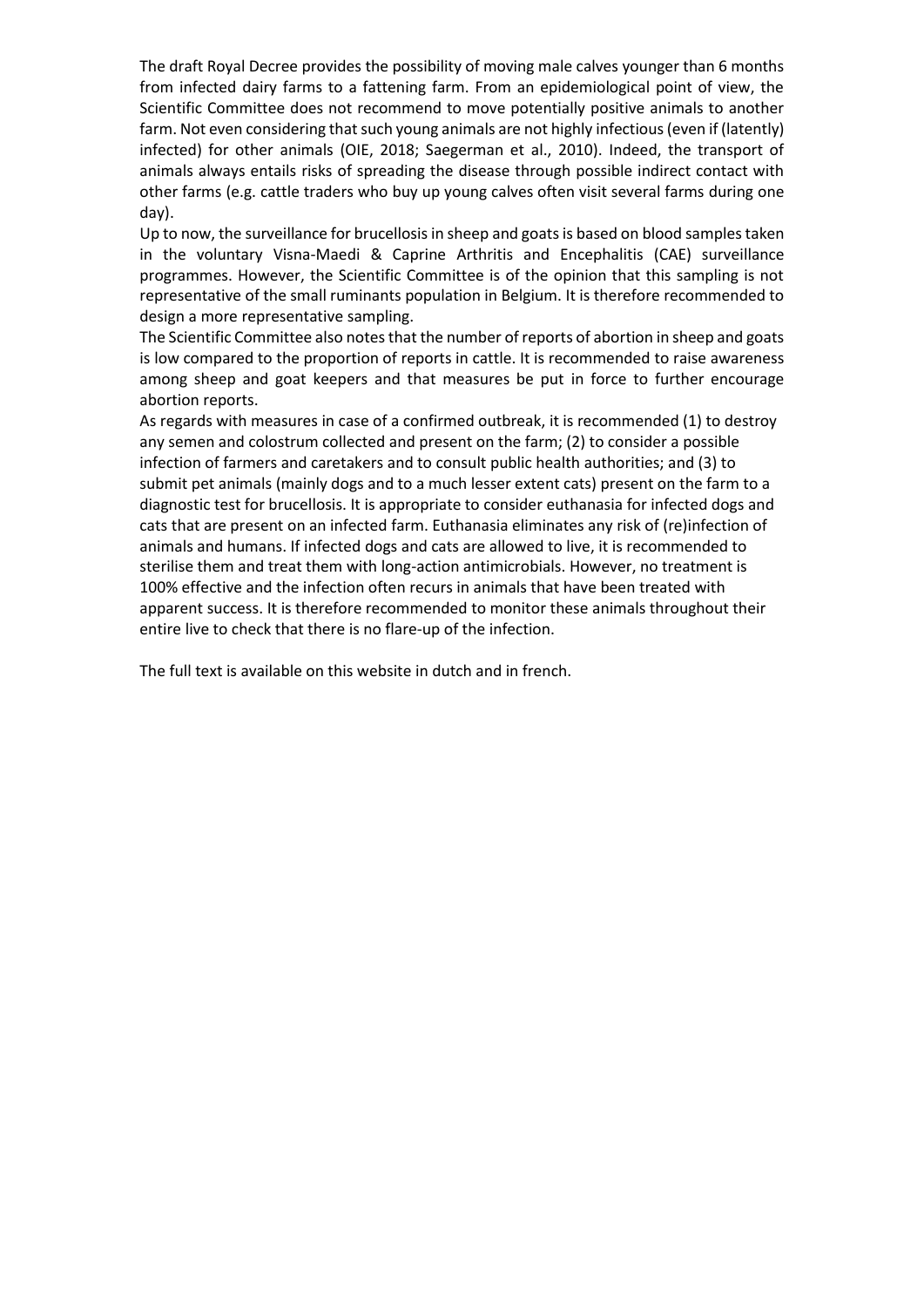The draft Royal Decree provides the possibility of moving male calves younger than 6 months from infected dairy farms to a fattening farm. From an epidemiological point of view, the Scientific Committee does not recommend to move potentially positive animals to another farm. Not even considering that such young animals are not highly infectious (even if (latently) infected) for other animals (OIE, 2018; Saegerman et al., 2010). Indeed, the transport of animals always entails risks of spreading the disease through possible indirect contact with other farms (e.g. cattle traders who buy up young calves often visit several farms during one day).

Up to now, the surveillance for brucellosis in sheep and goats is based on blood samples taken in the voluntary Visna-Maedi & Caprine Arthritis and Encephalitis (CAE) surveillance programmes. However, the Scientific Committee is of the opinion that this sampling is not representative of the small ruminants population in Belgium. It is therefore recommended to design a more representative sampling.

The Scientific Committee also notes that the number of reports of abortion in sheep and goats is low compared to the proportion of reports in cattle. It is recommended to raise awareness among sheep and goat keepers and that measures be put in force to further encourage abortion reports.

As regards with measures in case of a confirmed outbreak, it is recommended (1) to destroy any semen and colostrum collected and present on the farm; (2) to consider a possible infection of farmers and caretakers and to consult public health authorities; and (3) to submit pet animals (mainly dogs and to a much lesser extent cats) present on the farm to a diagnostic test for brucellosis. It is appropriate to consider euthanasia for infected dogs and cats that are present on an infected farm. Euthanasia eliminates any risk of (re)infection of animals and humans. If infected dogs and cats are allowed to live, it is recommended to sterilise them and treat them with long-action antimicrobials. However, no treatment is 100% effective and the infection often recurs in animals that have been treated with apparent success. It is therefore recommended to monitor these animals throughout their entire live to check that there is no flare-up of the infection.

The full text is available on this website in dutch and in french.